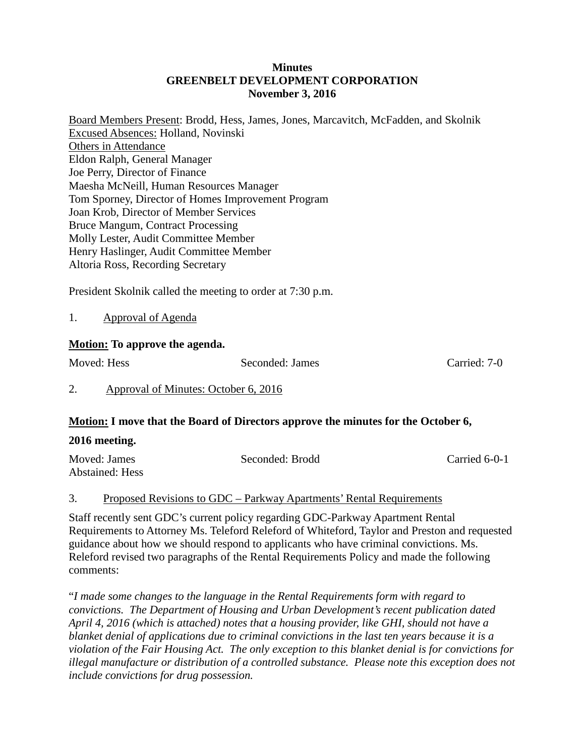**Minutes**
**GREENBELT DEVELOPMENT CORPORATION**
**November 3, 2016**

Board Members Present: Brodd, Hess, James, Jones, Marcavitch, McFadden, and Skolnik
Excused Absences: Holland, Novinski
Others in Attendance
Eldon Ralph, General Manager
Joe Perry, Director of Finance
Maesha McNeill, Human Resources Manager
Tom Sporney, Director of Homes Improvement Program
Joan Krob, Director of Member Services
Bruce Mangum, Contract Processing
Molly Lester, Audit Committee Member
Henry Haslinger, Audit Committee Member
Altoria Ross, Recording Secretary

President Skolnik called the meeting to order at 7:30 p.m.

1. Approval of Agenda

**Motion: To approve the agenda.**

Moved: Hess    Seconded: James    Carried: 7-0

2. Approval of Minutes: October 6, 2016

**Motion: I move that the Board of Directors approve the minutes for the October 6, 2016 meeting.**

Moved: James    Seconded: Brodd    Carried 6-0-1
Abstained: Hess

3. Proposed Revisions to GDC – Parkway Apartments' Rental Requirements

Staff recently sent GDC's current policy regarding GDC-Parkway Apartment Rental Requirements to Attorney Ms. Teleford Releford of Whiteford, Taylor and Preston and requested guidance about how we should respond to applicants who have criminal convictions. Ms. Releford revised two paragraphs of the Rental Requirements Policy and made the following comments:

"*I made some changes to the language in the Rental Requirements form with regard to convictions. The Department of Housing and Urban Development's recent publication dated April 4, 2016 (which is attached) notes that a housing provider, like GHI, should not have a blanket denial of applications due to criminal convictions in the last ten years because it is a violation of the Fair Housing Act. The only exception to this blanket denial is for convictions for illegal manufacture or distribution of a controlled substance. Please note this exception does not include convictions for drug possession.*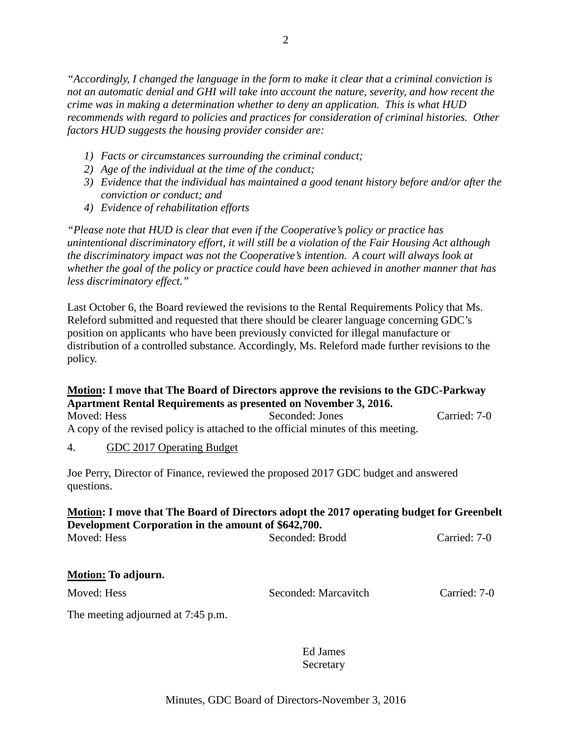*"Accordingly, I changed the language in the form to make it clear that a criminal conviction is not an automatic denial and GHI will take into account the nature, severity, and how recent the crime was in making a determination whether to deny an application. This is what HUD recommends with regard to policies and practices for consideration of criminal histories. Other factors HUD suggests the housing provider consider are:*

1) *Facts or circumstances surrounding the criminal conduct;*
2) *Age of the individual at the time of the conduct;*
3) *Evidence that the individual has maintained a good tenant history before and/or after the conviction or conduct; and*
4) *Evidence of rehabilitation efforts*

*"Please note that HUD is clear that even if the Cooperative's policy or practice has unintentional discriminatory effort, it will still be a violation of the Fair Housing Act although the discriminatory impact was not the Cooperative's intention. A court will always look at whether the goal of the policy or practice could have been achieved in another manner that has less discriminatory effect."*

Last October 6, the Board reviewed the revisions to the Rental Requirements Policy that Ms. Releford submitted and requested that there should be clearer language concerning GDC's position on applicants who have been previously convicted for illegal manufacture or distribution of a controlled substance. Accordingly, Ms. Releford made further revisions to the policy.

**Motion: I move that The Board of Directors approve the revisions to the GDC-Parkway Apartment Rental Requirements as presented on November 3, 2016.**

Moved: Hess Seconded: Jones Carried: 7-0

A copy of the revised policy is attached to the official minutes of this meeting.

4. GDC 2017 Operating Budget

Joe Perry, Director of Finance, reviewed the proposed 2017 GDC budget and answered questions.

**Motion: I move that The Board of Directors adopt the 2017 operating budget for Greenbelt Development Corporation in the amount of $642,700.**

Moved: Hess Seconded: Brodd Carried: 7-0

**Motion: To adjourn.**

Moved: Hess Seconded: Marcavitch Carried: 7-0

The meeting adjourned at 7:45 p.m.

Ed James
Secretary

Minutes, GDC Board of Directors-November 3, 2016